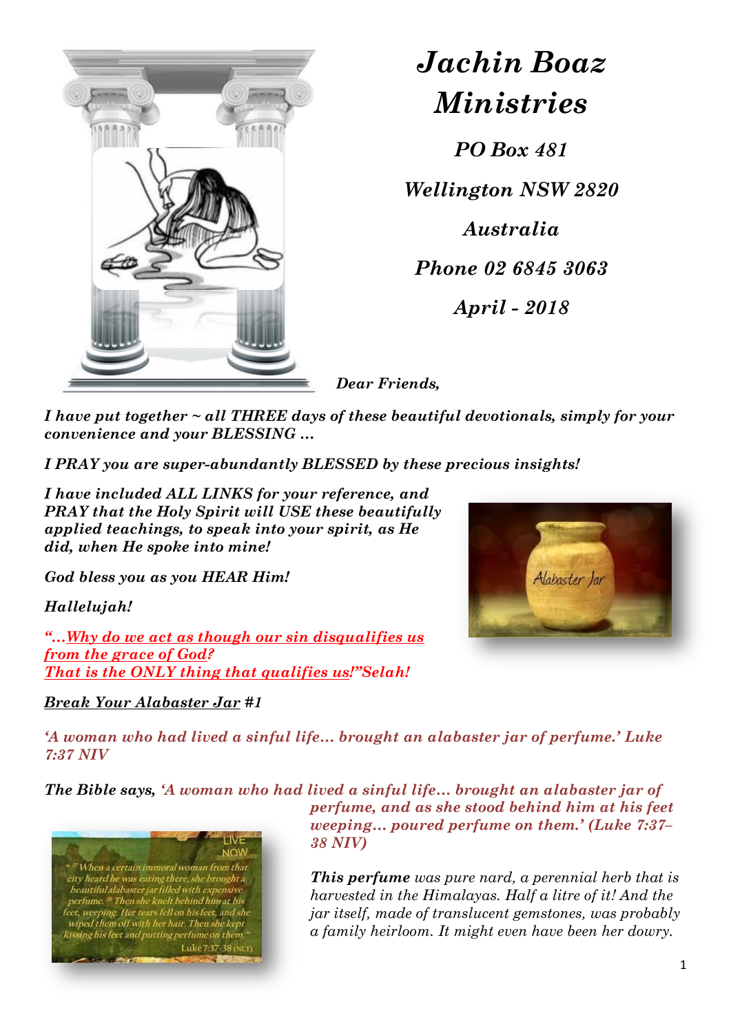# *Jachin Boaz Ministries*

***PO Box 481***

***Wellington NSW 2820***

***Australia***

***Phone 02 6845 3063***

***April - 2018***

***Dear Friends,***

***I have put together ~ all THREE days of these beautiful devotionals, simply for your convenience and your BLESSING …***

***I PRAY you are super-abundantly BLESSED by these precious insights!***

***I have included ALL LINKS for your reference, and PRAY that the Holy Spirit will USE these beautifully applied teachings, to speak into your spirit, as He did, when He spoke into mine!***

***God bless you as you HEAR Him!***

***Hallelujah!***

***"…Why do we act as though our sin disqualifies us from the grace of God? That is the ONLY thing that qualifies us!"Selah!***

***Break Your Alabaster Jar #1***

***'A woman who had lived a sinful life… brought an alabaster jar of perfume.' Luke 7:37 NIV***

***The Bible says, 'A woman who had lived a sinful life… brought an alabaster jar of perfume, and as she stood behind him at his feet weeping… poured perfume on them.' (Luke 7:37–38 NIV)***

***This perfume** was pure nard, a perennial herb that is harvested in the Himalayas. Half a litre of it! And the jar itself, made of translucent gemstones, was probably a family heirloom. It might even have been her dowry.*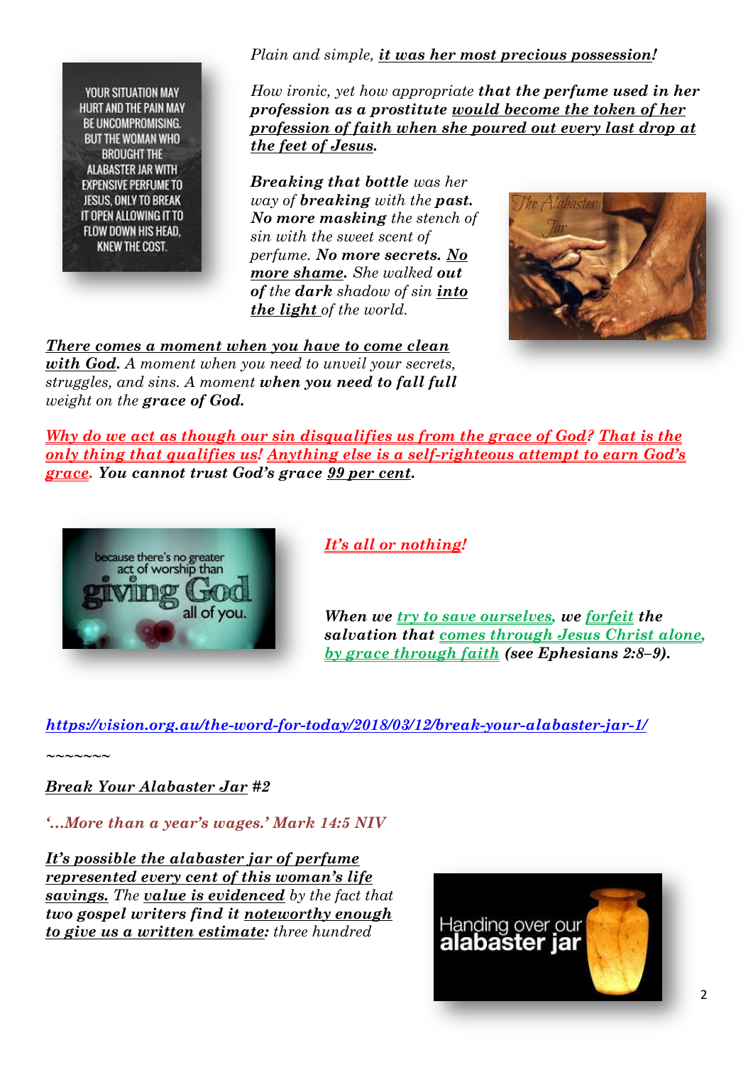*Plain and simple, **it was her most precious possession**!*

*How ironic, yet how appropriate **that the perfume used in her profession as a prostitute would become the token of her profession of faith when she poured out every last drop at the feet of Jesus.***

***Breaking that bottle** was her way of **breaking** with the **past. No more masking** the stench of sin with the sweet scent of perfume. **No more secrets. No more shame.** She walked **out of** the **dark** shadow of sin **into the light** of the world.*

***There comes a moment when you have to come clean with God.** A moment when you need to unveil your secrets, struggles, and sins. A moment **when you need to fall full** weight on the **grace of God.***

***Why do we act as though our sin disqualifies us from the grace of God? That is the only thing that qualifies us! Anything else is a self-righteous attempt to earn God's grace. You cannot trust God's grace 99 per cent.***

***It's all or nothing!***

***When we try to save ourselves, we forfeit the salvation that comes through Jesus Christ alone, by grace through faith (see Ephesians 2:8–9).***

*https://vision.org.au/the-word-for-today/2018/03/12/break-your-alabaster-jar-1/*

~~~~~~~

*Break Your Alabaster Jar #2*

*'...More than a year's wages.' Mark 14:5 NIV*

***It's possible the alabaster jar of perfume represented every cent of this woman's life savings.** The **value is evidenced** by the fact that **two gospel writers find it noteworthy enough to give us a written estimate:** three hundred*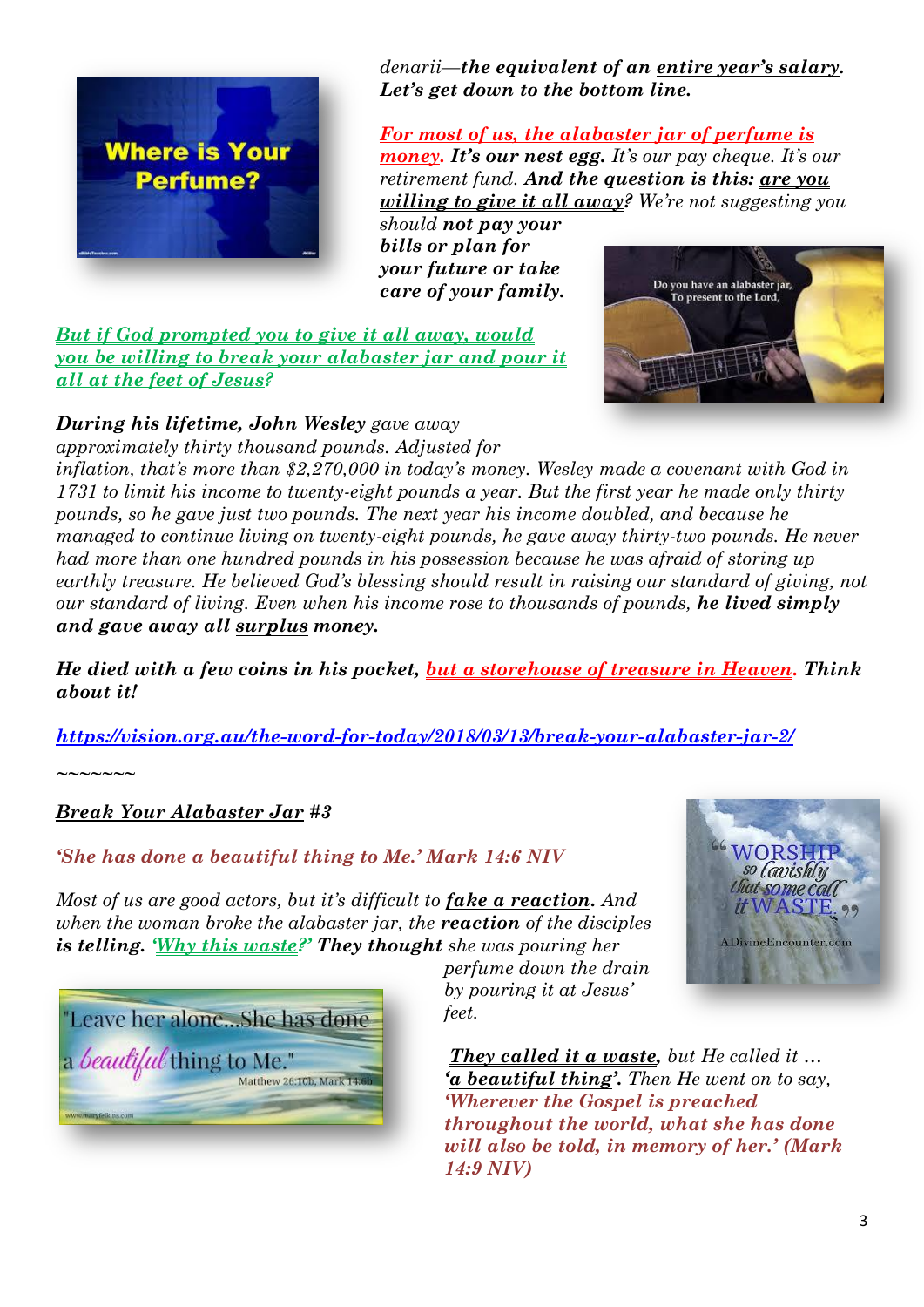*denarii—**the equivalent of an** **entire year's salary**. **Let's get down to the bottom line.***

***For most of us, the alabaster jar of perfume is money. It's our nest egg.** It's our pay cheque. It's our retirement fund. **And the question is this: are you willing to give it all away?** We're not suggesting you should **not pay your bills or plan for your future or take care of your family.***

***But if God prompted you to give it all away, would you be willing to break your alabaster jar and pour it all at the feet of Jesus?***

***During his lifetime, John Wesley** gave away approximately thirty thousand pounds. Adjusted for inflation, that's more than $2,270,000 in today's money. Wesley made a covenant with God in 1731 to limit his income to twenty-eight pounds a year. But the first year he made only thirty pounds, so he gave just two pounds. The next year his income doubled, and because he managed to continue living on twenty-eight pounds, he gave away thirty-two pounds. He never had more than one hundred pounds in his possession because he was afraid of storing up earthly treasure. He believed God's blessing should result in raising our standard of giving, not our standard of living. Even when his income rose to thousands of pounds, **he lived simply and gave away all surplus money.***

***He died with a few coins in his pocket, but a storehouse of treasure in Heaven. Think about it!***

*https://vision.org.au/the-word-for-today/2018/03/13/break-your-alabaster-jar-2/*

~~~~~~~

***Break Your Alabaster Jar #3***

***'She has done a beautiful thing to Me.' Mark 14:6 NIV***

*Most of us are good actors, but it's difficult to **fake a reaction**. And when the woman broke the alabaster jar, the **reaction** of the disciples **is telling. 'Why this waste?' They thought** she was pouring her perfume down the drain by pouring it at Jesus' feet.*

***They called it a waste**, but He called it … **'a beautiful thing'**. Then He went on to say, **'Wherever the Gospel is preached throughout the world, what she has done will also be told, in memory of her.' (Mark 14:9 NIV)***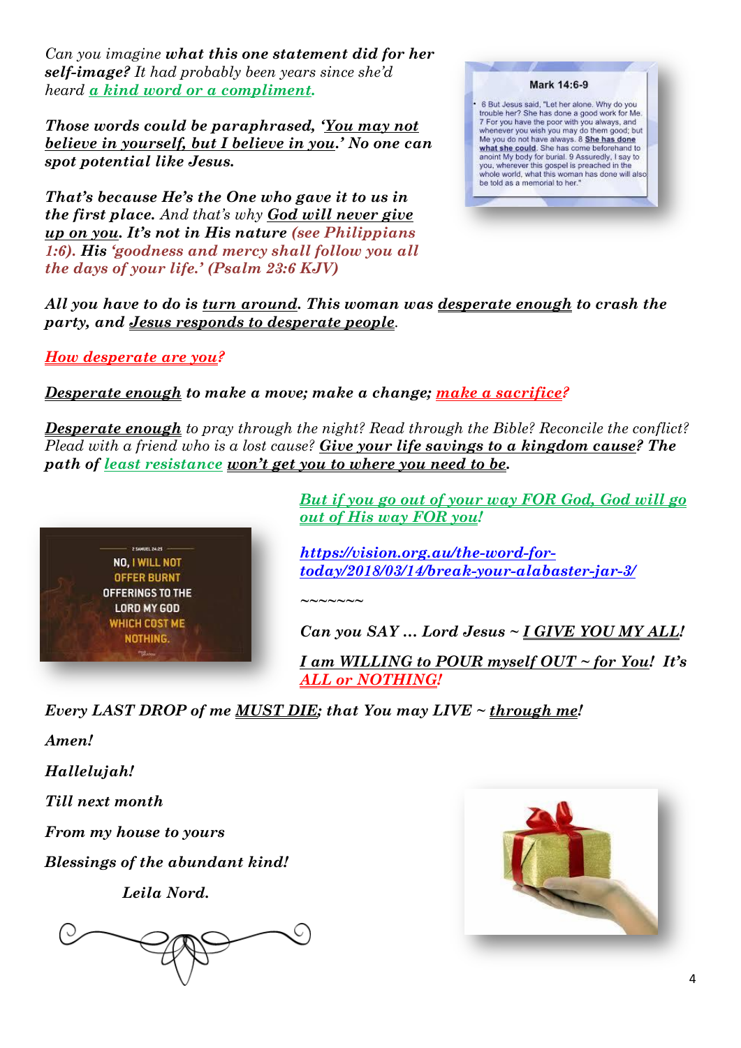*Can you imagine **what this one statement did for her self-image?** It had probably been years since she'd heard **a kind word or a compliment.***

***Those words could be paraphrased, 'You may not believe in yourself, but I believe in you.' No one can spot potential like Jesus.***

***That's because He's the One who gave it to us in the first place.** And that's why **God will never give up on you. It's not in His nature (see Philippians 1:6). His 'goodness and mercy shall follow you all the days of your life.' (Psalm 23:6 KJV)***

Mark 14:6-9

6 But Jesus said, "Let her alone. Why do you trouble her? She has done a good work for Me. 7 For you have the poor with you always, and whenever you wish you may do them good; but Me you do not have always. 8 She has done what she could. She has come beforehand to anoint My body for burial. 9 Assuredly, I say to you, wherever this gospel is preached in the whole world, what this woman has done will also be told as a memorial to her."

***All you have to do is turn around. This woman was desperate enough to crash the party, and Jesus responds to desperate people.***

***How desperate are you?***

***Desperate enough** to make a move; make a change; **make a sacrifice?***

***Desperate enough** to pray through the night? Read through the Bible? Reconcile the conflict? Plead with a friend who is a lost cause? **Give your life savings to a kingdom cause? The path of least resistance won't get you to where you need to be.***

2 SAMUEL 24:25

NO, I WILL NOT OFFER BURNT OFFERINGS TO THE LORD MY GOD WHICH COST ME NOTHING.

***But if you go out of your way FOR God, God will go out of His way FOR you!***

***https://vision.org.au/the-word-for-today/2018/03/14/break-your-alabaster-jar-3/***

*~~~~~~~*

***Can you SAY ... Lord Jesus ~ I GIVE YOU MY ALL!***

***I am WILLING to POUR myself OUT ~ for You! It's ALL or NOTHING!***

***Every LAST DROP of me MUST DIE; that You may LIVE ~ through me!***

***Amen!***

***Hallelujah!***

***Till next month***

***From my house to yours***

***Blessings of the abundant kind!***

***Leila Nord.***